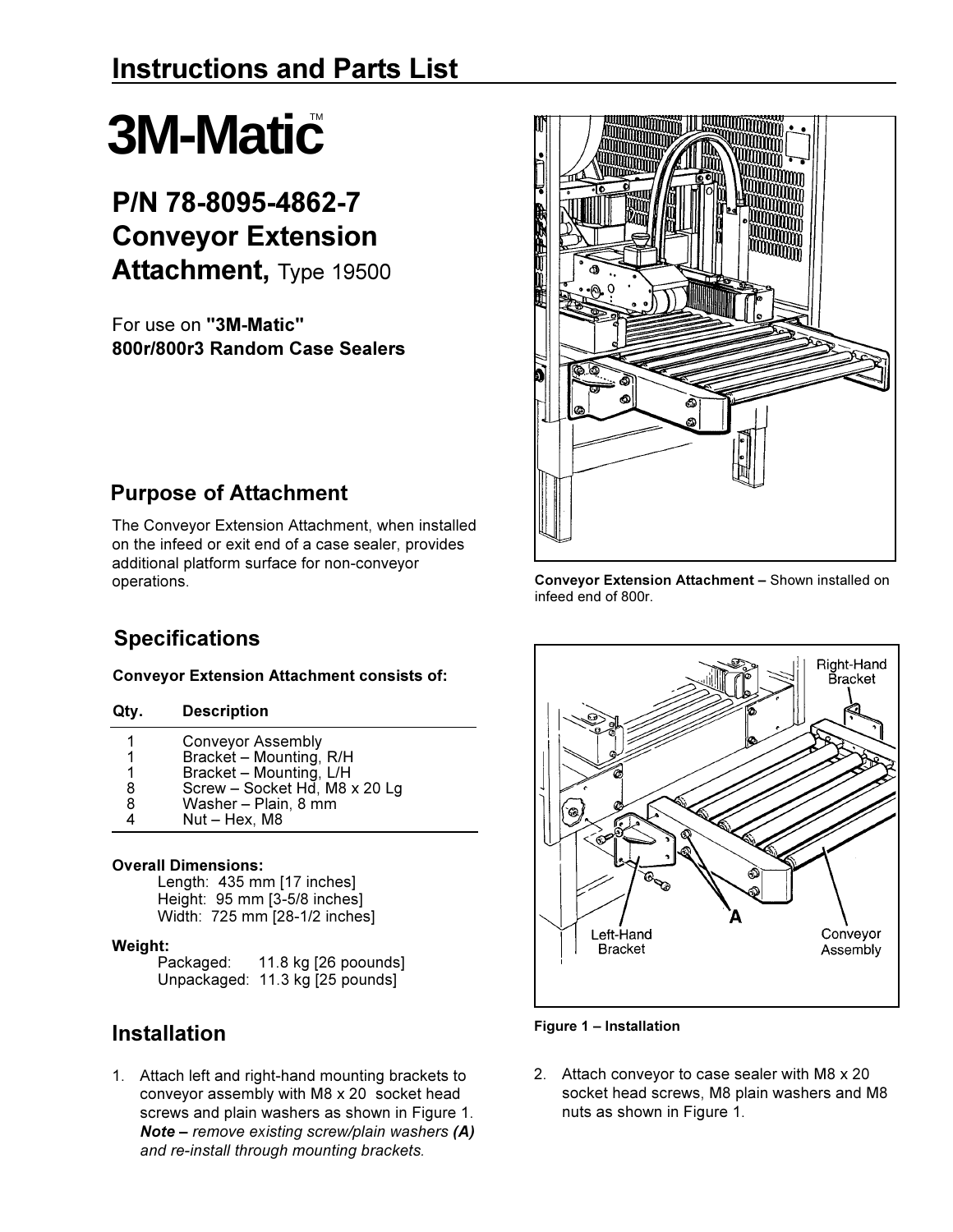## Instructions and Parts List

# 3M-Matic™

## P/N 78-8095-4862-7 Conveyor Extension Attachment, Type 19500

For use on **"3M-Matic" 800r/800r3 Random Case Sealers**

### Purpose of Attachment

The Conveyor Extension Attachment, when installed on the infeed or exit end of a case sealer, provides additional platform surface for non-conveyor operations.

**Conveyor Extension Attachment –** Shown installed on infeed end of 800r.

### Specifications

**Conveyor Extension Attachment consists of:**

| Qty. | Description |
|---|---|
| 1 | Conveyor Assembly |
| 1 | Bracket – Mounting, R/H |
| 1 | Bracket – Mounting, L/H |
| 8 | Screw – Socket Hd, M8 x 20 Lg |
| 8 | Washer – Plain, 8 mm |
| 4 | Nut – Hex, M8 |

**Overall Dimensions:**

Length: 435 mm [17 inches]
Height: 95 mm [3-5/8 inches]
Width: 725 mm [28-1/2 inches]

**Weight:**

Packaged: 11.8 kg [26 poounds]
Unpackaged: 11.3 kg [25 pounds]

## Installation

1. Attach left and right-hand mounting brackets to conveyor assembly with M8 x 20 socket head screws and plain washers as shown in Figure 1. ***Note** – remove existing screw/plain washers **(A)** and re-install through mounting brackets.*

2. Attach conveyor to case sealer with M8 x 20 socket head screws, M8 plain washers and M8 nuts as shown in Figure 1.

Right-Hand Bracket
A
Left-Hand Bracket
Conveyor Assembly

**Figure 1 – Installation**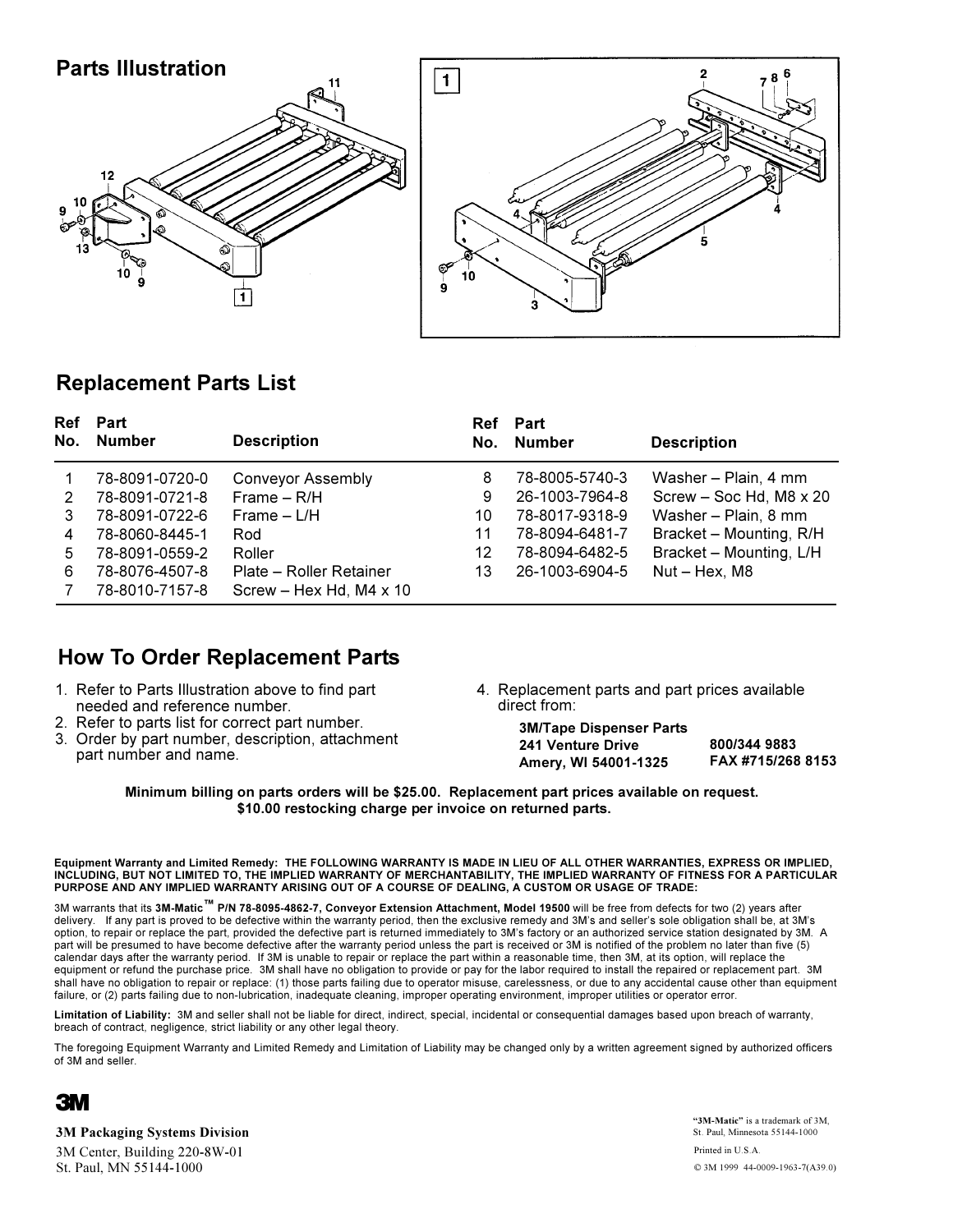## Parts Illustration

11

12

9 10

13

10 9

1

1

2 7 8 6

4

4

5

9 10

3

## Replacement Parts List

| Ref No. | Part Number | Description | Ref No. | Part Number | Description |
|---|---|---|---|---|---|
| 1 | 78-8091-0720-0 | Conveyor Assembly | 8 | 78-8005-5740-3 | Washer – Plain, 4 mm |
| 2 | 78-8091-0721-8 | Frame – R/H | 9 | 26-1003-7964-8 | Screw – Soc Hd, M8 x 20 |
| 3 | 78-8091-0722-6 | Frame – L/H | 10 | 78-8017-9318-9 | Washer – Plain, 8 mm |
| 4 | 78-8060-8445-1 | Rod | 11 | 78-8094-6481-7 | Bracket – Mounting, R/H |
| 5 | 78-8091-0559-2 | Roller | 12 | 78-8094-6482-5 | Bracket – Mounting, L/H |
| 6 | 78-8076-4507-8 | Plate – Roller Retainer | 13 | 26-1003-6904-5 | Nut – Hex, M8 |
| 7 | 78-8010-7157-8 | Screw – Hex Hd, M4 x 10 | | | |

## How To Order Replacement Parts

1. Refer to Parts Illustration above to find part needed and reference number.
2. Refer to parts list for correct part number.
3. Order by part number, description, attachment part number and name.
4. Replacement parts and part prices available direct from:

**3M/Tape Dispenser Parts**
**241 Venture Drive**
**Amery, WI 54001-1325**

**800/344 9883**
**FAX #715/268 8153**

**Minimum billing on parts orders will be $25.00. Replacement part prices available on request.**
**$10.00 restocking charge per invoice on returned parts.**

**Equipment Warranty and Limited Remedy: THE FOLLOWING WARRANTY IS MADE IN LIEU OF ALL OTHER WARRANTIES, EXPRESS OR IMPLIED, INCLUDING, BUT NOT LIMITED TO, THE IMPLIED WARRANTY OF MERCHANTABILITY, THE IMPLIED WARRANTY OF FITNESS FOR A PARTICULAR PURPOSE AND ANY IMPLIED WARRANTY ARISING OUT OF A COURSE OF DEALING, A CUSTOM OR USAGE OF TRADE:**

3M warrants that its **3M-Matic™ P/N 78-8095-4862-7, Conveyor Extension Attachment, Model 19500** will be free from defects for two (2) years after delivery. If any part is proved to be defective within the warranty period, then the exclusive remedy and 3M's and seller's sole obligation shall be, at 3M's option, to repair or replace the part, provided the defective part is returned immediately to 3M's factory or an authorized service station designated by 3M. A part will be presumed to have become defective after the warranty period unless the part is received or 3M is notified of the problem no later than five (5) calendar days after the warranty period. If 3M is unable to repair or replace the part within a reasonable time, then 3M, at its option, will replace the equipment or refund the purchase price. 3M shall have no obligation to provide or pay for the labor required to install the repaired or replacement part. 3M shall have no obligation to repair or replace: (1) those parts failing due to operator misuse, carelessness, or due to any accidental cause other than equipment failure, or (2) parts failing due to non-lubrication, inadequate cleaning, improper operating environment, improper utilities or operator error.

**Limitation of Liability:** 3M and seller shall not be liable for direct, indirect, special, incidental or consequential damages based upon breach of warranty, breach of contract, negligence, strict liability or any other legal theory.

The foregoing Equipment Warranty and Limited Remedy and Limitation of Liability may be changed only by a written agreement signed by authorized officers of 3M and seller.

**3M**

**3M Packaging Systems Division**
3M Center, Building 220-8W-01
St. Paul, MN 55144-1000

**"3M-Matic"** is a trademark of 3M, St. Paul, Minnesota 55144-1000

Printed in U.S.A.

© 3M 1999 44-0009-1963-7(A39.0)